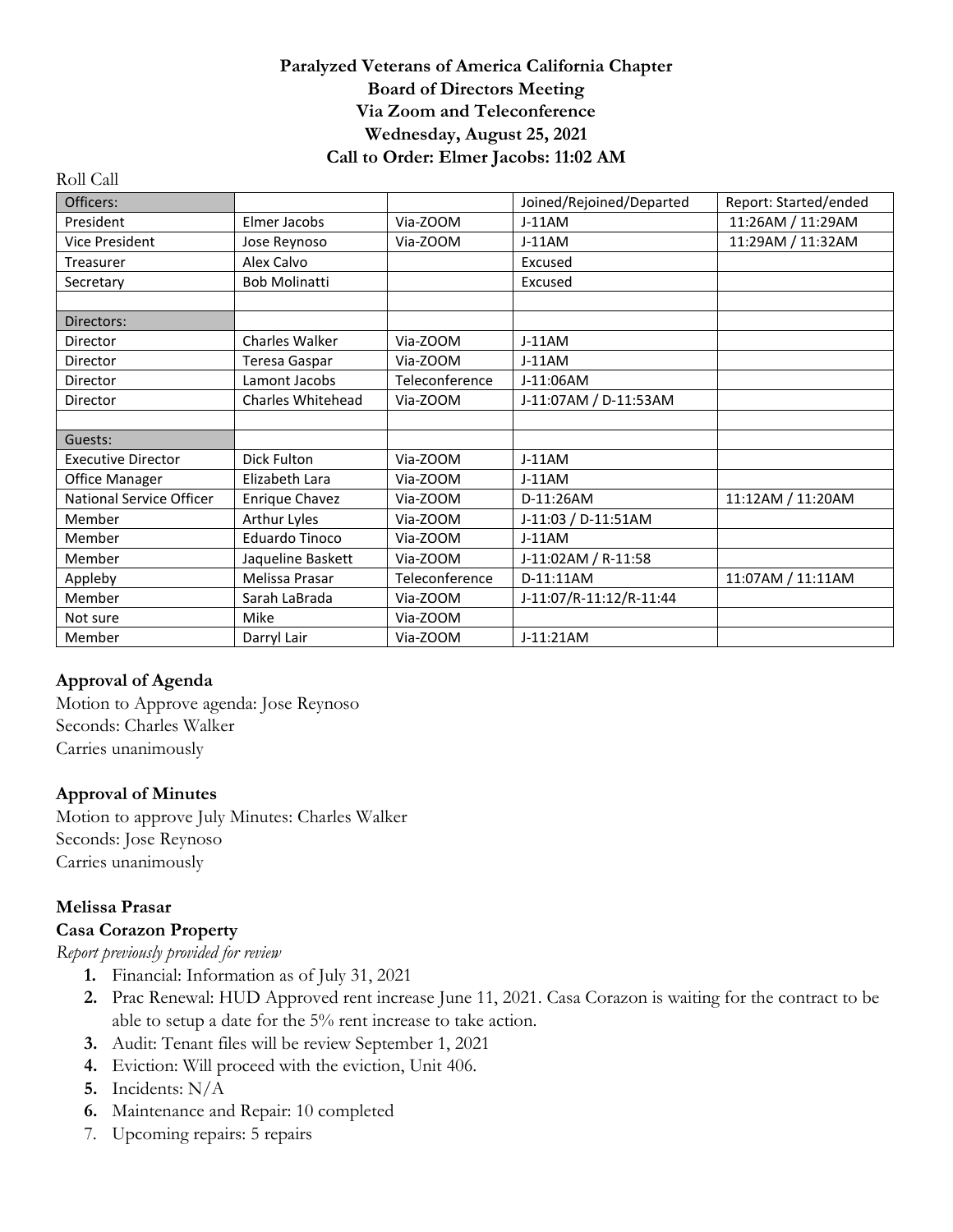**Paralyzed Veterans of America California Chapter**
**Board of Directors Meeting**
**Via Zoom and Teleconference**
**Wednesday, August 25, 2021**
**Call to Order: Elmer Jacobs: 11:02 AM**

Roll Call

| Officers: | | | Joined/Rejoined/Departed | Report: Started/ended |
|---|---|---|---|---|
| President | Elmer Jacobs | Via-ZOOM | J-11AM | 11:26AM / 11:29AM |
| Vice President | Jose Reynoso | Via-ZOOM | J-11AM | 11:29AM / 11:32AM |
| Treasurer | Alex Calvo | | Excused | |
| Secretary | Bob Molinatti | | Excused | |
| | | | | |
| Directors: | | | | |
| Director | Charles Walker | Via-ZOOM | J-11AM | |
| Director | Teresa Gaspar | Via-ZOOM | J-11AM | |
| Director | Lamont Jacobs | Teleconference | J-11:06AM | |
| Director | Charles Whitehead | Via-ZOOM | J-11:07AM / D-11:53AM | |
| | | | | |
| Guests: | | | | |
| Executive Director | Dick Fulton | Via-ZOOM | J-11AM | |
| Office Manager | Elizabeth Lara | Via-ZOOM | J-11AM | |
| National Service Officer | Enrique Chavez | Via-ZOOM | D-11:26AM | 11:12AM / 11:20AM |
| Member | Arthur Lyles | Via-ZOOM | J-11:03 / D-11:51AM | |
| Member | Eduardo Tinoco | Via-ZOOM | J-11AM | |
| Member | Jaqueline Baskett | Via-ZOOM | J-11:02AM / R-11:58 | |
| Appleby | Melissa Prasar | Teleconference | D-11:11AM | 11:07AM / 11:11AM |
| Member | Sarah LaBrada | Via-ZOOM | J-11:07/R-11:12/R-11:44 | |
| Not sure | Mike | Via-ZOOM | | |
| Member | Darryl Lair | Via-ZOOM | J-11:21AM | |

**Approval of Agenda**

Motion to Approve agenda: Jose Reynoso
Seconds: Charles Walker
Carries unanimously

**Approval of Minutes**

Motion to approve July Minutes: Charles Walker
Seconds: Jose Reynoso
Carries unanimously

**Melissa Prasar**

**Casa Corazon Property**

*Report previously provided for review*

1. Financial: Information as of July 31, 2021
2. Prac Renewal: HUD Approved rent increase June 11, 2021. Casa Corazon is waiting for the contract to be able to setup a date for the 5% rent increase to take action.
3. Audit: Tenant files will be review September 1, 2021
4. Eviction: Will proceed with the eviction, Unit 406.
5. Incidents: N/A
6. Maintenance and Repair: 10 completed
7. Upcoming repairs: 5 repairs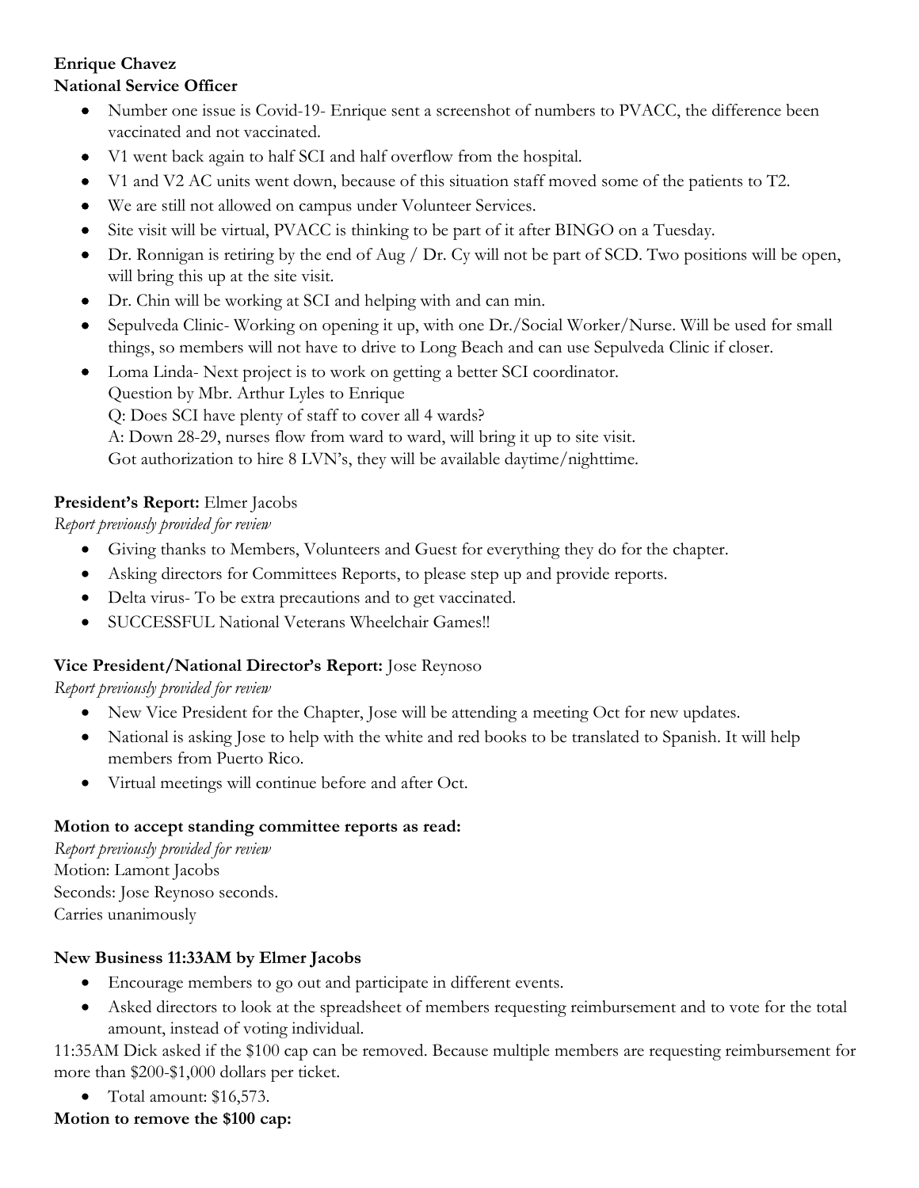**Enrique Chavez**
**National Service Officer**

- Number one issue is Covid-19- Enrique sent a screenshot of numbers to PVACC, the difference been vaccinated and not vaccinated.
- V1 went back again to half SCI and half overflow from the hospital.
- V1 and V2 AC units went down, because of this situation staff moved some of the patients to T2.
- We are still not allowed on campus under Volunteer Services.
- Site visit will be virtual, PVACC is thinking to be part of it after BINGO on a Tuesday.
- Dr. Ronnigan is retiring by the end of Aug / Dr. Cy will not be part of SCD. Two positions will be open, will bring this up at the site visit.
- Dr. Chin will be working at SCI and helping with and can min.
- Sepulveda Clinic- Working on opening it up, with one Dr./Social Worker/Nurse. Will be used for small things, so members will not have to drive to Long Beach and can use Sepulveda Clinic if closer.
- Loma Linda- Next project is to work on getting a better SCI coordinator.
  Question by Mbr. Arthur Lyles to Enrique
  Q: Does SCI have plenty of staff to cover all 4 wards?
  A: Down 28-29, nurses flow from ward to ward, will bring it up to site visit.
  Got authorization to hire 8 LVN's, they will be available daytime/nighttime.

**President's Report:** Elmer Jacobs
*Report previously provided for review*

- Giving thanks to Members, Volunteers and Guest for everything they do for the chapter.
- Asking directors for Committees Reports, to please step up and provide reports.
- Delta virus- To be extra precautions and to get vaccinated.
- SUCCESSFUL National Veterans Wheelchair Games!!

**Vice President/National Director's Report:** Jose Reynoso
*Report previously provided for review*

- New Vice President for the Chapter, Jose will be attending a meeting Oct for new updates.
- National is asking Jose to help with the white and red books to be translated to Spanish. It will help members from Puerto Rico.
- Virtual meetings will continue before and after Oct.

**Motion to accept standing committee reports as read:**
*Report previously provided for review*
Motion: Lamont Jacobs
Seconds: Jose Reynoso seconds.
Carries unanimously

**New Business 11:33AM by Elmer Jacobs**

- Encourage members to go out and participate in different events.
- Asked directors to look at the spreadsheet of members requesting reimbursement and to vote for the total amount, instead of voting individual.

11:35AM Dick asked if the $100 cap can be removed. Because multiple members are requesting reimbursement for more than $200-$1,000 dollars per ticket.

- Total amount: $16,573.

**Motion to remove the $100 cap:**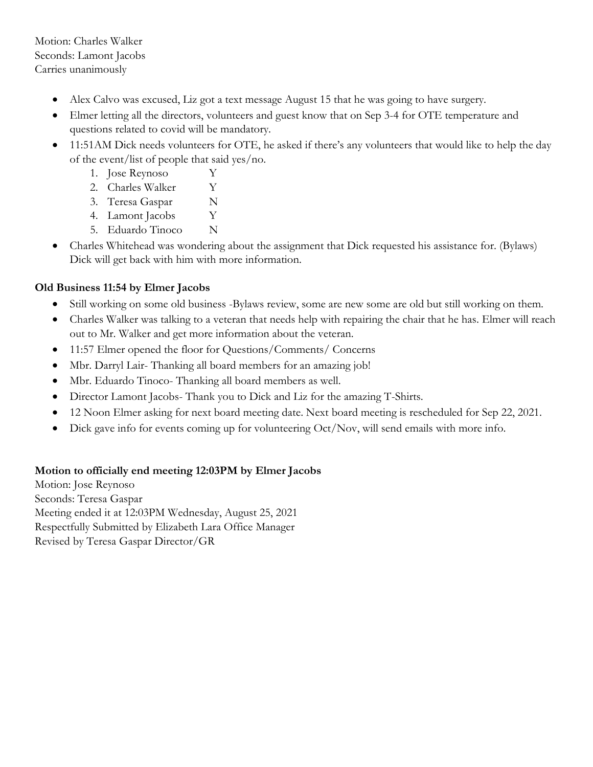Motion: Charles Walker
Seconds: Lamont Jacobs
Carries unanimously

- Alex Calvo was excused, Liz got a text message August 15 that he was going to have surgery.
- Elmer letting all the directors, volunteers and guest know that on Sep 3-4 for OTE temperature and questions related to covid will be mandatory.
- 11:51AM Dick needs volunteers for OTE, he asked if there's any volunteers that would like to help the day of the event/list of people that said yes/no.
  1. Jose Reynoso Y
  2. Charles Walker Y
  3. Teresa Gaspar N
  4. Lamont Jacobs Y
  5. Eduardo Tinoco N
- Charles Whitehead was wondering about the assignment that Dick requested his assistance for. (Bylaws) Dick will get back with him with more information.

**Old Business 11:54 by Elmer Jacobs**

- Still working on some old business -Bylaws review, some are new some are old but still working on them.
- Charles Walker was talking to a veteran that needs help with repairing the chair that he has. Elmer will reach out to Mr. Walker and get more information about the veteran.
- 11:57 Elmer opened the floor for Questions/Comments/ Concerns
- Mbr. Darryl Lair- Thanking all board members for an amazing job!
- Mbr. Eduardo Tinoco- Thanking all board members as well.
- Director Lamont Jacobs- Thank you to Dick and Liz for the amazing T-Shirts.
- 12 Noon Elmer asking for next board meeting date. Next board meeting is rescheduled for Sep 22, 2021.
- Dick gave info for events coming up for volunteering Oct/Nov, will send emails with more info.

**Motion to officially end meeting 12:03PM by Elmer Jacobs**

Motion: Jose Reynoso
Seconds: Teresa Gaspar
Meeting ended it at 12:03PM Wednesday, August 25, 2021
Respectfully Submitted by Elizabeth Lara Office Manager
Revised by Teresa Gaspar Director/GR